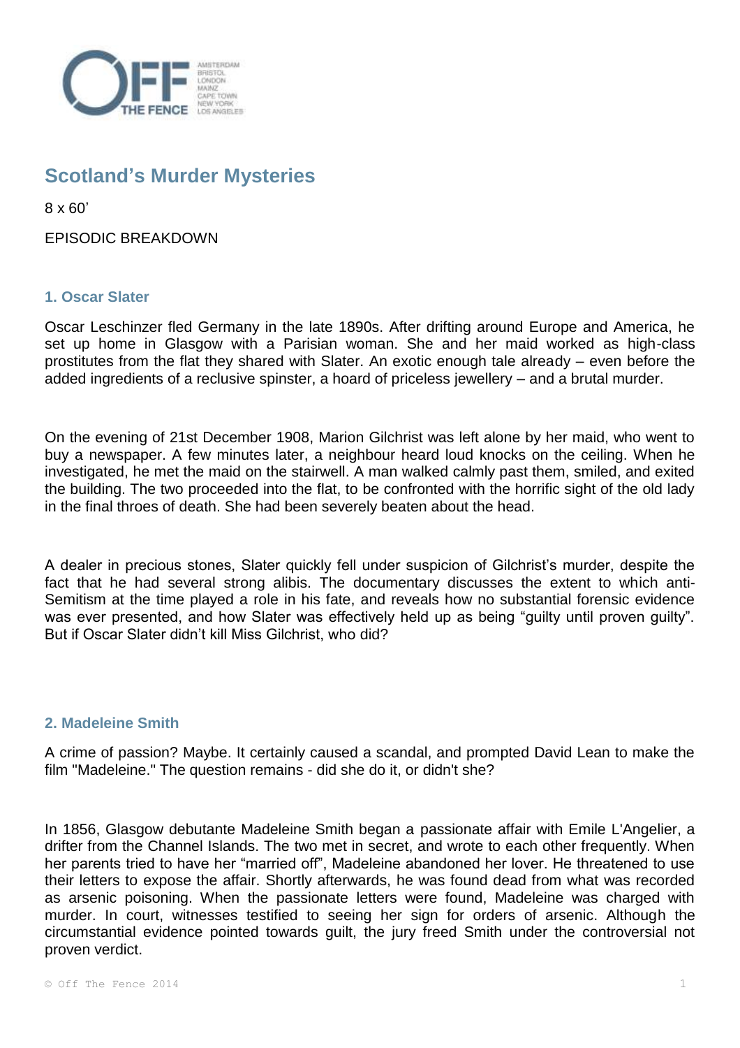# Scotland's Murder Mysteries

8 x 60'

EPISODIC BREAKDOWN

## 1. Oscar Slater

Oscar Leschinzer fled Germany in the late 1890s. After drifting around Europe and America, he set up home in Glasgow with a Parisian woman. She and her maid worked as high-class prostitutes from the flat they shared with Slater. An exotic enough tale already – even before the added ingredients of a reclusive spinster, a hoard of priceless jewellery – and a brutal murder.

On the evening of 21st December 1908, Marion Gilchrist was left alone by her maid, who went to buy a newspaper. A few minutes later, a neighbour heard loud knocks on the ceiling. When he investigated, he met the maid on the stairwell. A man walked calmly past them, smiled, and exited the building. The two proceeded into the flat, to be confronted with the horrific sight of the old lady in the final throes of death. She had been severely beaten about the head.

A dealer in precious stones, Slater quickly fell under suspicion of Gilchrist's murder, despite the fact that he had several strong alibis. The documentary discusses the extent to which anti-Semitism at the time played a role in his fate, and reveals how no substantial forensic evidence was ever presented, and how Slater was effectively held up as being "guilty until proven guilty". But if Oscar Slater didn't kill Miss Gilchrist, who did?

## 2. Madeleine Smith

A crime of passion? Maybe. It certainly caused a scandal, and prompted David Lean to make the film "Madeleine." The question remains - did she do it, or didn't she?

In 1856, Glasgow debutante Madeleine Smith began a passionate affair with Emile L'Angelier, a drifter from the Channel Islands. The two met in secret, and wrote to each other frequently. When her parents tried to have her "married off", Madeleine abandoned her lover. He threatened to use their letters to expose the affair. Shortly afterwards, he was found dead from what was recorded as arsenic poisoning. When the passionate letters were found, Madeleine was charged with murder. In court, witnesses testified to seeing her sign for orders of arsenic. Although the circumstantial evidence pointed towards guilt, the jury freed Smith under the controversial not proven verdict.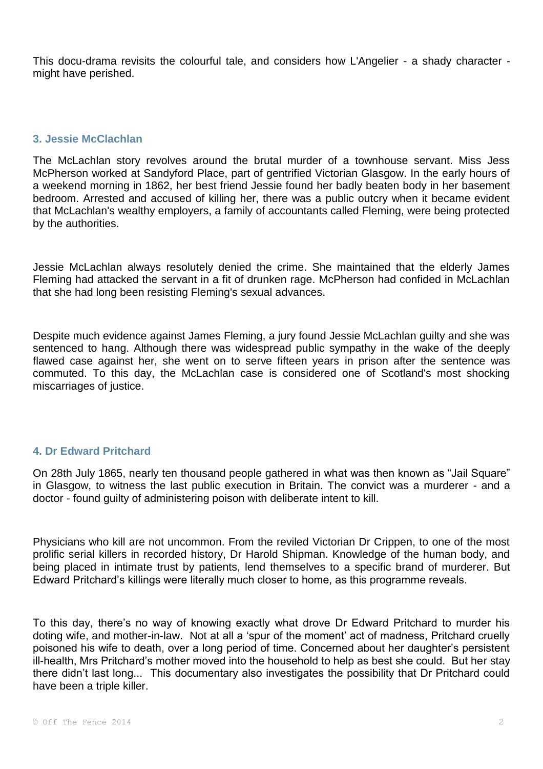This docu-drama revisits the colourful tale, and considers how L'Angelier - a shady character - might have perished.

### 3. Jessie McClachlan

The McLachlan story revolves around the brutal murder of a townhouse servant. Miss Jess McPherson worked at Sandyford Place, part of gentrified Victorian Glasgow. In the early hours of a weekend morning in 1862, her best friend Jessie found her badly beaten body in her basement bedroom. Arrested and accused of killing her, there was a public outcry when it became evident that McLachlan's wealthy employers, a family of accountants called Fleming, were being protected by the authorities.

Jessie McLachlan always resolutely denied the crime. She maintained that the elderly James Fleming had attacked the servant in a fit of drunken rage. McPherson had confided in McLachlan that she had long been resisting Fleming's sexual advances.

Despite much evidence against James Fleming, a jury found Jessie McLachlan guilty and she was sentenced to hang. Although there was widespread public sympathy in the wake of the deeply flawed case against her, she went on to serve fifteen years in prison after the sentence was commuted. To this day, the McLachlan case is considered one of Scotland's most shocking miscarriages of justice.

### 4. Dr Edward Pritchard

On 28th July 1865, nearly ten thousand people gathered in what was then known as “Jail Square” in Glasgow, to witness the last public execution in Britain. The convict was a murderer - and a doctor - found guilty of administering poison with deliberate intent to kill.

Physicians who kill are not uncommon. From the reviled Victorian Dr Crippen, to one of the most prolific serial killers in recorded history, Dr Harold Shipman. Knowledge of the human body, and being placed in intimate trust by patients, lend themselves to a specific brand of murderer. But Edward Pritchard’s killings were literally much closer to home, as this programme reveals.

To this day, there’s no way of knowing exactly what drove Dr Edward Pritchard to murder his doting wife, and mother-in-law. Not at all a ‘spur of the moment’ act of madness, Pritchard cruelly poisoned his wife to death, over a long period of time. Concerned about her daughter’s persistent ill-health, Mrs Pritchard’s mother moved into the household to help as best she could. But her stay there didn’t last long... This documentary also investigates the possibility that Dr Pritchard could have been a triple killer.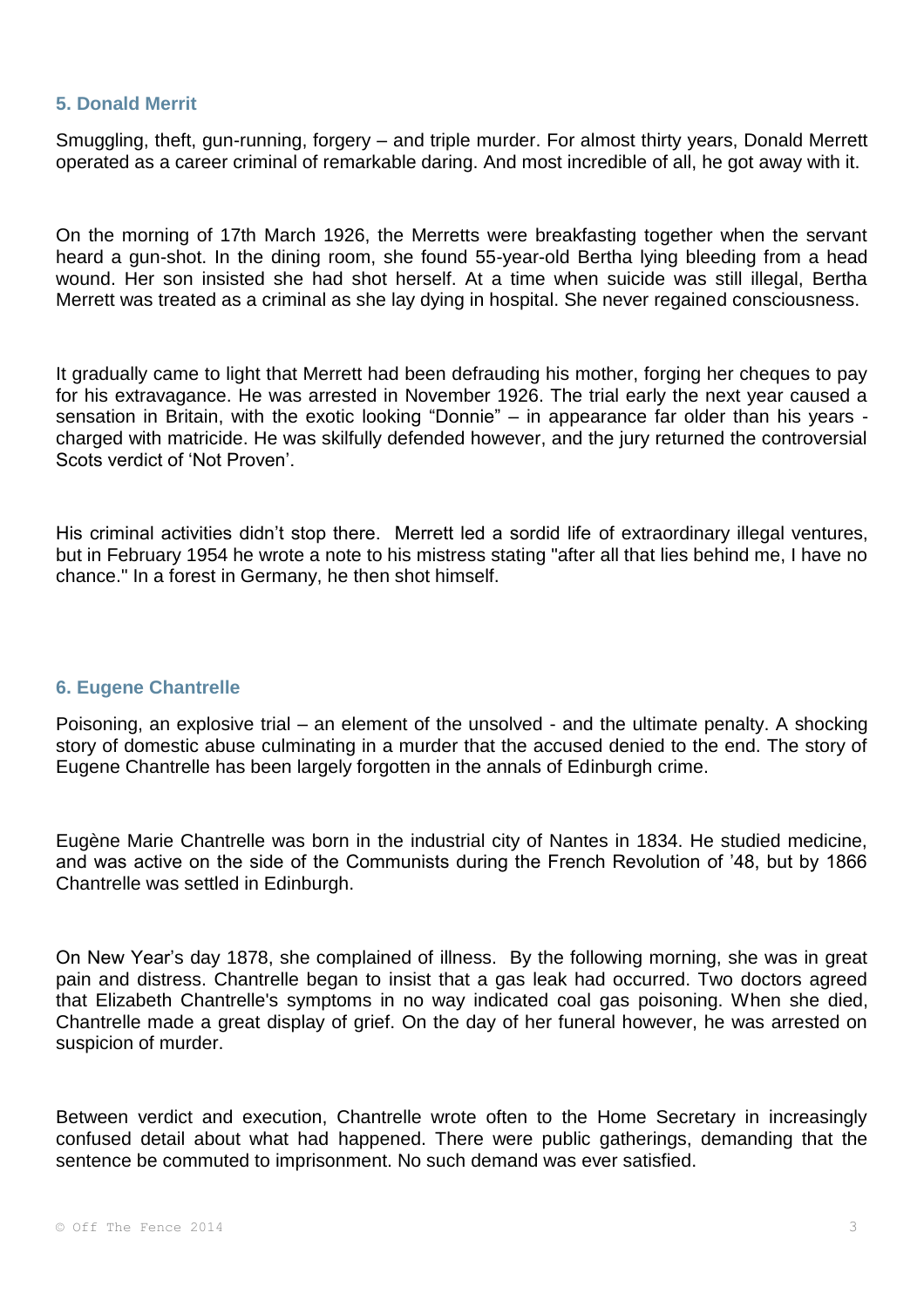### 5. Donald Merrit

Smuggling, theft, gun-running, forgery – and triple murder. For almost thirty years, Donald Merrett operated as a career criminal of remarkable daring. And most incredible of all, he got away with it.

On the morning of 17th March 1926, the Merretts were breakfasting together when the servant heard a gun-shot. In the dining room, she found 55-year-old Bertha lying bleeding from a head wound. Her son insisted she had shot herself. At a time when suicide was still illegal, Bertha Merrett was treated as a criminal as she lay dying in hospital. She never regained consciousness.

It gradually came to light that Merrett had been defrauding his mother, forging her cheques to pay for his extravagance. He was arrested in November 1926. The trial early the next year caused a sensation in Britain, with the exotic looking "Donnie" – in appearance far older than his years - charged with matricide. He was skilfully defended however, and the jury returned the controversial Scots verdict of 'Not Proven'.

His criminal activities didn't stop there. Merrett led a sordid life of extraordinary illegal ventures, but in February 1954 he wrote a note to his mistress stating "after all that lies behind me, I have no chance." In a forest in Germany, he then shot himself.

### 6. Eugene Chantrelle

Poisoning, an explosive trial – an element of the unsolved - and the ultimate penalty. A shocking story of domestic abuse culminating in a murder that the accused denied to the end. The story of Eugene Chantrelle has been largely forgotten in the annals of Edinburgh crime.

Eugène Marie Chantrelle was born in the industrial city of Nantes in 1834. He studied medicine, and was active on the side of the Communists during the French Revolution of '48, but by 1866 Chantrelle was settled in Edinburgh.

On New Year's day 1878, she complained of illness. By the following morning, she was in great pain and distress. Chantrelle began to insist that a gas leak had occurred. Two doctors agreed that Elizabeth Chantrelle's symptoms in no way indicated coal gas poisoning. When she died, Chantrelle made a great display of grief. On the day of her funeral however, he was arrested on suspicion of murder.

Between verdict and execution, Chantrelle wrote often to the Home Secretary in increasingly confused detail about what had happened. There were public gatherings, demanding that the sentence be commuted to imprisonment. No such demand was ever satisfied.

© Off The Fence 2014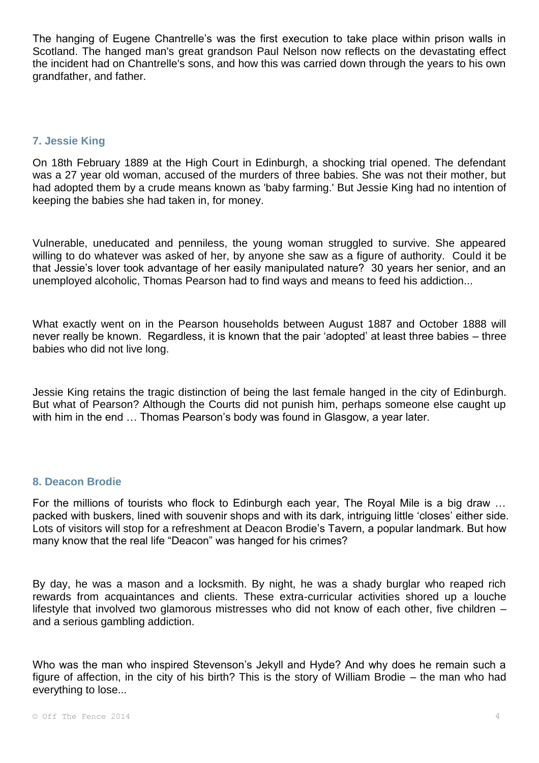The hanging of Eugene Chantrelle's was the first execution to take place within prison walls in Scotland. The hanged man's great grandson Paul Nelson now reflects on the devastating effect the incident had on Chantrelle's sons, and how this was carried down through the years to his own grandfather, and father.

### 7. Jessie King

On 18th February 1889 at the High Court in Edinburgh, a shocking trial opened. The defendant was a 27 year old woman, accused of the murders of three babies. She was not their mother, but had adopted them by a crude means known as 'baby farming.' But Jessie King had no intention of keeping the babies she had taken in, for money.

Vulnerable, uneducated and penniless, the young woman struggled to survive. She appeared willing to do whatever was asked of her, by anyone she saw as a figure of authority. Could it be that Jessie's lover took advantage of her easily manipulated nature? 30 years her senior, and an unemployed alcoholic, Thomas Pearson had to find ways and means to feed his addiction...

What exactly went on in the Pearson households between August 1887 and October 1888 will never really be known. Regardless, it is known that the pair 'adopted' at least three babies – three babies who did not live long.

Jessie King retains the tragic distinction of being the last female hanged in the city of Edinburgh. But what of Pearson? Although the Courts did not punish him, perhaps someone else caught up with him in the end … Thomas Pearson's body was found in Glasgow, a year later.

### 8. Deacon Brodie

For the millions of tourists who flock to Edinburgh each year, The Royal Mile is a big draw … packed with buskers, lined with souvenir shops and with its dark, intriguing little 'closes' either side. Lots of visitors will stop for a refreshment at Deacon Brodie's Tavern, a popular landmark. But how many know that the real life "Deacon" was hanged for his crimes?

By day, he was a mason and a locksmith. By night, he was a shady burglar who reaped rich rewards from acquaintances and clients. These extra-curricular activities shored up a louche lifestyle that involved two glamorous mistresses who did not know of each other, five children – and a serious gambling addiction.

Who was the man who inspired Stevenson's Jekyll and Hyde? And why does he remain such a figure of affection, in the city of his birth? This is the story of William Brodie – the man who had everything to lose...

© Off The Fence 2014